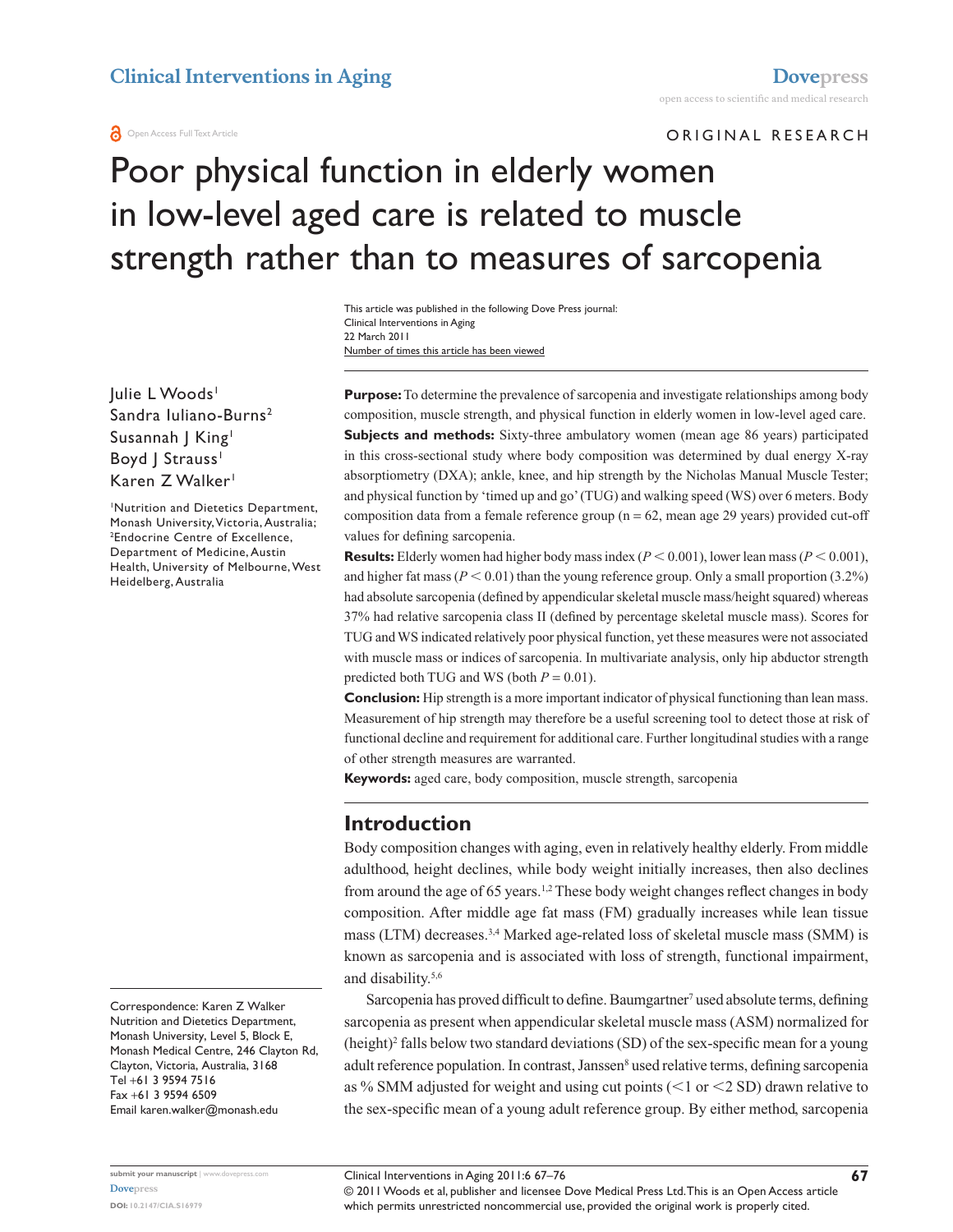# Poor physical function in elderly women in low-level aged care is related to muscle strength rather than to measures of sarcopenia

Julie L Woods[1]
Sandra Iuliano-Burns[2]
Susannah J King[1]
Boyd J Strauss[1]
Karen Z Walker[1]

[1]Nutrition and Dietetics Department, Monash University, Victoria, Australia; [2]Endocrine Centre of Excellence, Department of Medicine, Austin Health, University of Melbourne, West Heidelberg, Australia

Correspondence: Karen Z Walker
Nutrition and Dietetics Department, Monash University, Level 5, Block E, Monash Medical Centre, 246 Clayton Rd, Clayton, Victoria, Australia, 3168
Tel +61 3 9594 7516
Fax +61 3 9594 6509
Email karen.walker@monash.edu

**Purpose:** To determine the prevalence of sarcopenia and investigate relationships among body composition, muscle strength, and physical function in elderly women in low-level aged care.

**Subjects and methods:** Sixty-three ambulatory women (mean age 86 years) participated in this cross-sectional study where body composition was determined by dual energy X-ray absorptiometry (DXA); ankle, knee, and hip strength by the Nicholas Manual Muscle Tester; and physical function by 'timed up and go' (TUG) and walking speed (WS) over 6 meters. Body composition data from a female reference group (n = 62, mean age 29 years) provided cut-off values for defining sarcopenia.

**Results:** Elderly women had higher body mass index ($P < 0.001$), lower lean mass ($P < 0.001$), and higher fat mass ($P < 0.01$) than the young reference group. Only a small proportion (3.2%) had absolute sarcopenia (defined by appendicular skeletal muscle mass/height squared) whereas 37% had relative sarcopenia class II (defined by percentage skeletal muscle mass). Scores for TUG and WS indicated relatively poor physical function, yet these measures were not associated with muscle mass or indices of sarcopenia. In multivariate analysis, only hip abductor strength predicted both TUG and WS (both $P = 0.01$).

**Conclusion:** Hip strength is a more important indicator of physical functioning than lean mass. Measurement of hip strength may therefore be a useful screening tool to detect those at risk of functional decline and requirement for additional care. Further longitudinal studies with a range of other strength measures are warranted.

**Keywords:** aged care, body composition, muscle strength, sarcopenia

## Introduction

Body composition changes with aging, even in relatively healthy elderly. From middle adulthood, height declines, while body weight initially increases, then also declines from around the age of 65 years.[1,2] These body weight changes reflect changes in body composition. After middle age fat mass (FM) gradually increases while lean tissue mass (LTM) decreases.[3,4] Marked age-related loss of skeletal muscle mass (SMM) is known as sarcopenia and is associated with loss of strength, functional impairment, and disability.[5,6]

Sarcopenia has proved difficult to define. Baumgartner[7] used absolute terms, defining sarcopenia as present when appendicular skeletal muscle mass (ASM) normalized for (height)$^2$ falls below two standard deviations (SD) of the sex-specific mean for a young adult reference population. In contrast, Janssen[8] used relative terms, defining sarcopenia as % SMM adjusted for weight and using cut points (<1 or <2 SD) drawn relative to the sex-specific mean of a young adult reference group. By either method, sarcopenia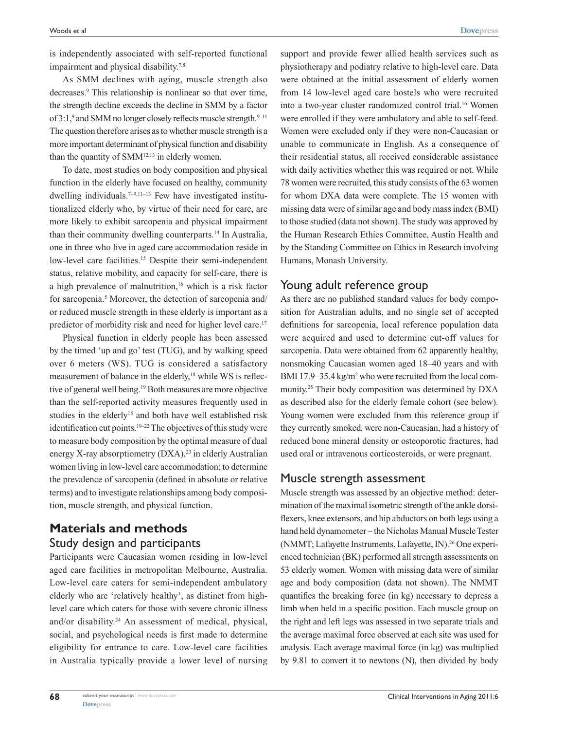is independently associated with self-reported functional impairment and physical disability.[7,8]

As SMM declines with aging, muscle strength also decreases.[9] This relationship is nonlinear so that over time, the strength decline exceeds the decline in SMM by a factor of 3:1,[9] and SMM no longer closely reflects muscle strength.[9–11] The question therefore arises as to whether muscle strength is a more important determinant of physical function and disability than the quantity of SMM[12,13] in elderly women.

To date, most studies on body composition and physical function in the elderly have focused on healthy, community dwelling individuals.[7–9,11–13] Few have investigated institutionalized elderly who, by virtue of their need for care, are more likely to exhibit sarcopenia and physical impairment than their community dwelling counterparts.[14] In Australia, one in three who live in aged care accommodation reside in low-level care facilities.[15] Despite their semi-independent status, relative mobility, and capacity for self-care, there is a high prevalence of malnutrition,[16] which is a risk factor for sarcopenia.[5] Moreover, the detection of sarcopenia and/or reduced muscle strength in these elderly is important as a predictor of morbidity risk and need for higher level care.[17]

Physical function in elderly people has been assessed by the timed 'up and go' test (TUG), and by walking speed over 6 meters (WS). TUG is considered a satisfactory measurement of balance in the elderly,[18] while WS is reflective of general well being.[19] Both measures are more objective than the self-reported activity measures frequently used in studies in the elderly[18] and both have well established risk identification cut points.[19–22] The objectives of this study were to measure body composition by the optimal measure of dual energy X-ray absorptiometry (DXA),[23] in elderly Australian women living in low-level care accommodation; to determine the prevalence of sarcopenia (defined in absolute or relative terms) and to investigate relationships among body composition, muscle strength, and physical function.

## Materials and methods

### Study design and participants

Participants were Caucasian women residing in low-level aged care facilities in metropolitan Melbourne, Australia. Low-level care caters for semi-independent ambulatory elderly who are 'relatively healthy', as distinct from high-level care which caters for those with severe chronic illness and/or disability.[24] An assessment of medical, physical, social, and psychological needs is first made to determine eligibility for entrance to care. Low-level care facilities in Australia typically provide a lower level of nursing support and provide fewer allied health services such as physiotherapy and podiatry relative to high-level care. Data were obtained at the initial assessment of elderly women from 14 low-level aged care hostels who were recruited into a two-year cluster randomized control trial.[16] Women were enrolled if they were ambulatory and able to self-feed. Women were excluded only if they were non-Caucasian or unable to communicate in English. As a consequence of their residential status, all received considerable assistance with daily activities whether this was required or not. While 78 women were recruited, this study consists of the 63 women for whom DXA data were complete. The 15 women with missing data were of similar age and body mass index (BMI) to those studied (data not shown). The study was approved by the Human Research Ethics Committee, Austin Health and by the Standing Committee on Ethics in Research involving Humans, Monash University.

### Young adult reference group

As there are no published standard values for body composition for Australian adults, and no single set of accepted definitions for sarcopenia, local reference population data were acquired and used to determine cut-off values for sarcopenia. Data were obtained from 62 apparently healthy, nonsmoking Caucasian women aged 18–40 years and with BMI 17.9–35.4 kg/m$^2$ who were recruited from the local community.[25] Their body composition was determined by DXA as described also for the elderly female cohort (see below). Young women were excluded from this reference group if they currently smoked, were non-Caucasian, had a history of reduced bone mineral density or osteoporotic fractures, had used oral or intravenous corticosteroids, or were pregnant.

### Muscle strength assessment

Muscle strength was assessed by an objective method: determination of the maximal isometric strength of the ankle dorsiflexers, knee extensors, and hip abductors on both legs using a hand held dynamometer – the Nicholas Manual Muscle Tester (NMMT; Lafayette Instruments, Lafayette, IN).[26] One experienced technician (BK) performed all strength assessments on 53 elderly women. Women with missing data were of similar age and body composition (data not shown). The NMMT quantifies the breaking force (in kg) necessary to depress a limb when held in a specific position. Each muscle group on the right and left legs was assessed in two separate trials and the average maximal force observed at each site was used for analysis. Each average maximal force (in kg) was multiplied by 9.81 to convert it to newtons (N), then divided by body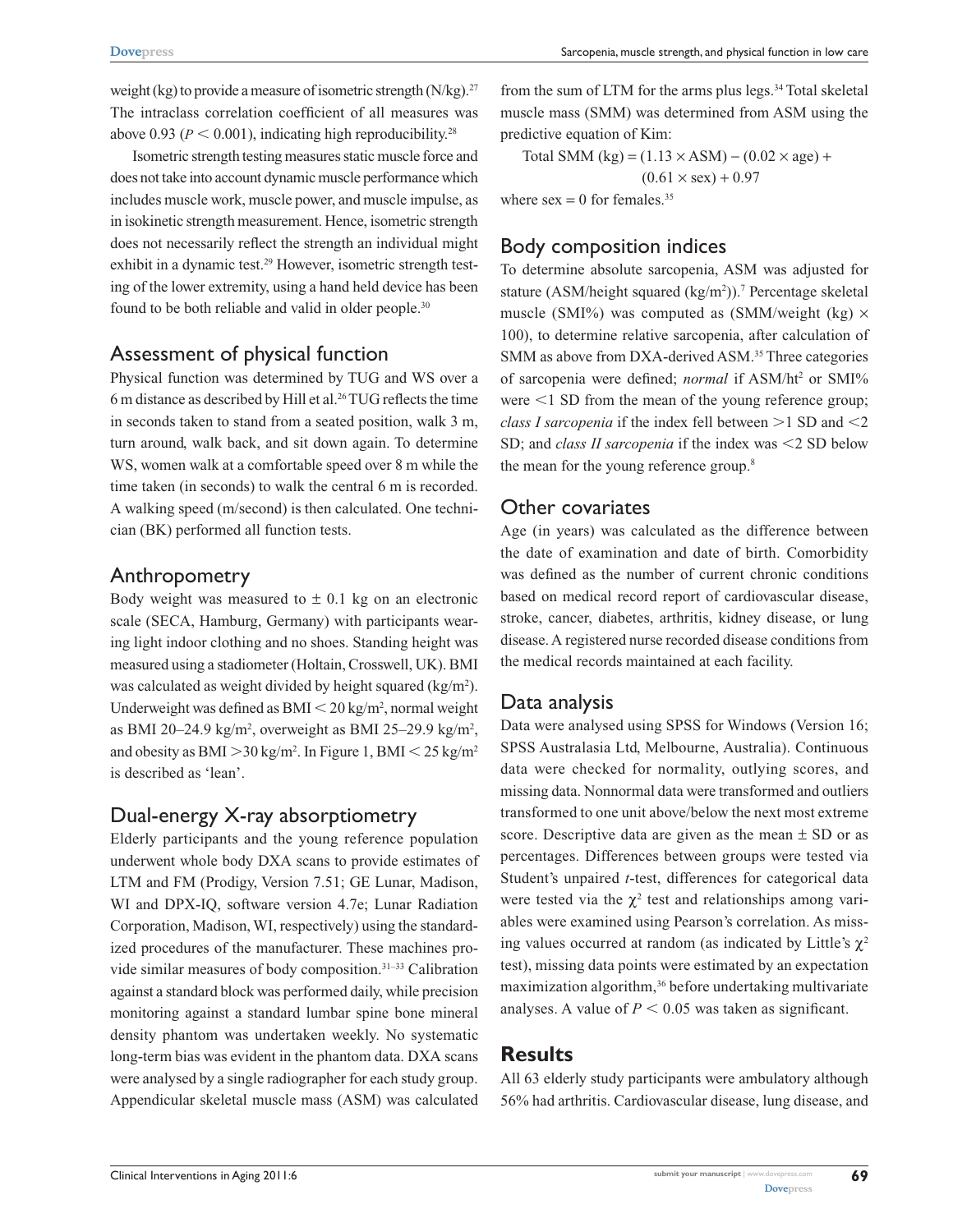weight (kg) to provide a measure of isometric strength (N/kg).[27] The intraclass correlation coefficient of all measures was above 0.93 ($P < 0.001$), indicating high reproducibility.[28]

Isometric strength testing measures static muscle force and does not take into account dynamic muscle performance which includes muscle work, muscle power, and muscle impulse, as in isokinetic strength measurement. Hence, isometric strength does not necessarily reflect the strength an individual might exhibit in a dynamic test.[29] However, isometric strength testing of the lower extremity, using a hand held device has been found to be both reliable and valid in older people.[30]

## Assessment of physical function

Physical function was determined by TUG and WS over a 6 m distance as described by Hill et al.[26] TUG reflects the time in seconds taken to stand from a seated position, walk 3 m, turn around, walk back, and sit down again. To determine WS, women walk at a comfortable speed over 8 m while the time taken (in seconds) to walk the central 6 m is recorded. A walking speed (m/second) is then calculated. One technician (BK) performed all function tests.

## Anthropometry

Body weight was measured to ± 0.1 kg on an electronic scale (SECA, Hamburg, Germany) with participants wearing light indoor clothing and no shoes. Standing height was measured using a stadiometer (Holtain, Crosswell, UK). BMI was calculated as weight divided by height squared (kg/m$^2$). Underweight was defined as BMI $< 20$ kg/m$^2$, normal weight as BMI 20–24.9 kg/m$^2$, overweight as BMI 25–29.9 kg/m$^2$, and obesity as BMI $>30$ kg/m$^2$. In Figure 1, BMI $< 25$ kg/m$^2$ is described as 'lean'.

## Dual-energy X-ray absorptiometry

Elderly participants and the young reference population underwent whole body DXA scans to provide estimates of LTM and FM (Prodigy, Version 7.51; GE Lunar, Madison, WI and DPX-IQ, software version 4.7e; Lunar Radiation Corporation, Madison, WI, respectively) using the standardized procedures of the manufacturer. These machines provide similar measures of body composition.[31–33] Calibration against a standard block was performed daily, while precision monitoring against a standard lumbar spine bone mineral density phantom was undertaken weekly. No systematic long-term bias was evident in the phantom data. DXA scans were analysed by a single radiographer for each study group. Appendicular skeletal muscle mass (ASM) was calculated from the sum of LTM for the arms plus legs.[34] Total skeletal muscle mass (SMM) was determined from ASM using the predictive equation of Kim:

$$\text{Total SMM (kg)} = (1.13 \times \text{ASM}) - (0.02 \times \text{age}) + (0.61 \times \text{sex}) + 0.97$$

where sex = 0 for females.[35]

## Body composition indices

To determine absolute sarcopenia, ASM was adjusted for stature (ASM/height squared (kg/m$^2$)).[7] Percentage skeletal muscle (SMI%) was computed as (SMM/weight (kg) × 100), to determine relative sarcopenia, after calculation of SMM as above from DXA-derived ASM.[35] Three categories of sarcopenia were defined; *normal* if ASM/ht$^2$ or SMI% were $<1$ SD from the mean of the young reference group; *class I sarcopenia* if the index fell between $>1$ SD and $<2$ SD; and *class II sarcopenia* if the index was $<2$ SD below the mean for the young reference group.[8]

## Other covariates

Age (in years) was calculated as the difference between the date of examination and date of birth. Comorbidity was defined as the number of current chronic conditions based on medical record report of cardiovascular disease, stroke, cancer, diabetes, arthritis, kidney disease, or lung disease. A registered nurse recorded disease conditions from the medical records maintained at each facility.

## Data analysis

Data were analysed using SPSS for Windows (Version 16; SPSS Australasia Ltd, Melbourne, Australia). Continuous data were checked for normality, outlying scores, and missing data. Nonnormal data were transformed and outliers transformed to one unit above/below the next most extreme score. Descriptive data are given as the mean ± SD or as percentages. Differences between groups were tested via Student's unpaired *t*-test, differences for categorical data were tested via the $\chi^2$ test and relationships among variables were examined using Pearson's correlation. As missing values occurred at random (as indicated by Little's $\chi^2$ test), missing data points were estimated by an expectation maximization algorithm,[36] before undertaking multivariate analyses. A value of $P < 0.05$ was taken as significant.

# Results

All 63 elderly study participants were ambulatory although 56% had arthritis. Cardiovascular disease, lung disease, and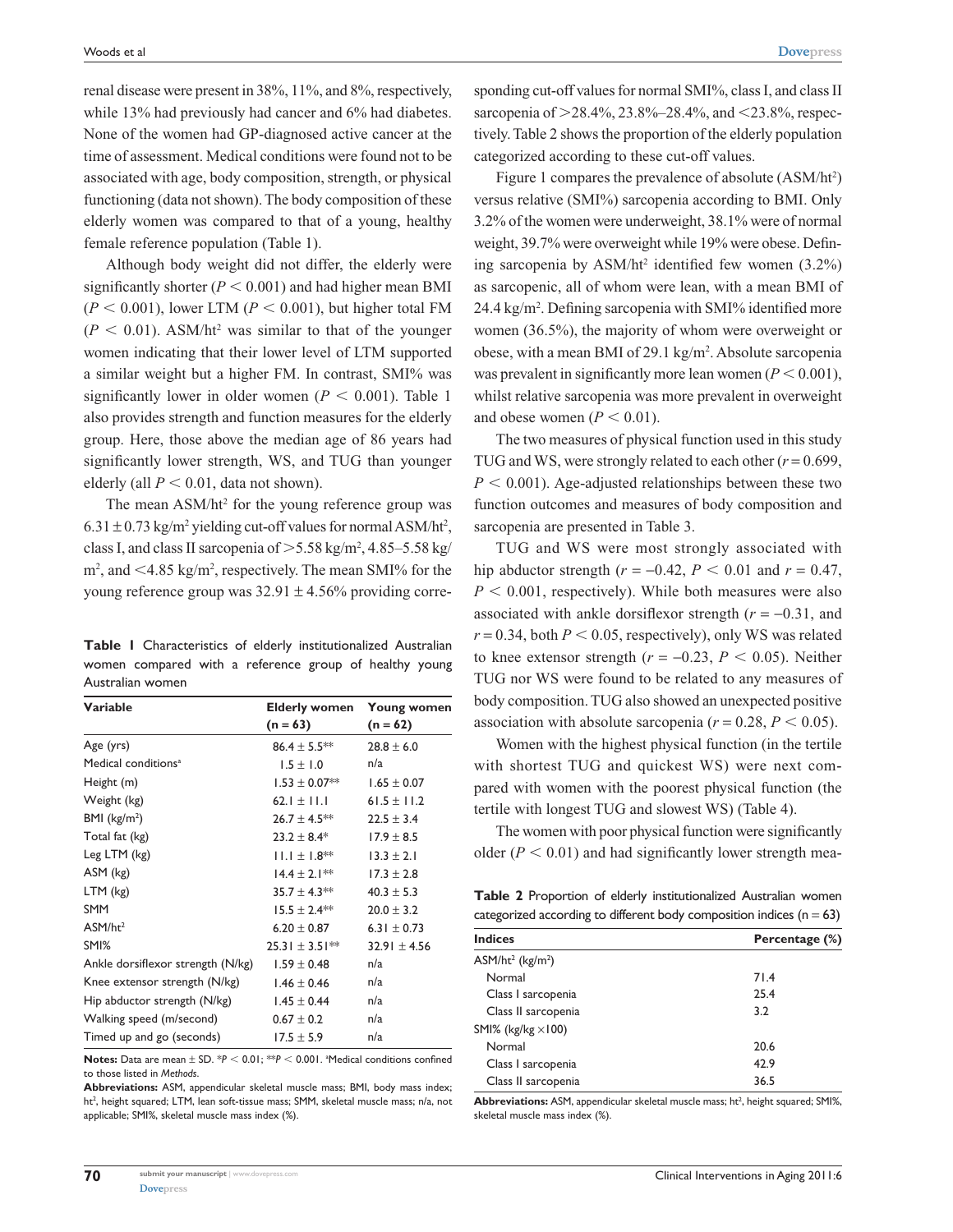renal disease were present in 38%, 11%, and 8%, respectively, while 13% had previously had cancer and 6% had diabetes. None of the women had GP-diagnosed active cancer at the time of assessment. Medical conditions were found not to be associated with age, body composition, strength, or physical functioning (data not shown). The body composition of these elderly women was compared to that of a young, healthy female reference population (Table 1).

Although body weight did not differ, the elderly were significantly shorter ($P < 0.001$) and had higher mean BMI ($P < 0.001$), lower LTM ($P < 0.001$), but higher total FM ($P < 0.01$). ASM/ht$^2$ was similar to that of the younger women indicating that their lower level of LTM supported a similar weight but a higher FM. In contrast, SMI% was significantly lower in older women ($P < 0.001$). Table 1 also provides strength and function measures for the elderly group. Here, those above the median age of 86 years had significantly lower strength, WS, and TUG than younger elderly (all $P < 0.01$, data not shown).

The mean ASM/ht$^2$ for the young reference group was $6.31 \pm 0.73$ kg/m$^2$ yielding cut-off values for normal ASM/ht$^2$, class I, and class II sarcopenia of $>$5.58 kg/m$^2$, 4.85–5.58 kg/m$^2$, and $<$4.85 kg/m$^2$, respectively. The mean SMI% for the young reference group was $32.91 \pm 4.56$% providing corresponding cut-off values for normal SMI%, class I, and class II sarcopenia of $>$28.4%, 23.8%–28.4%, and $<$23.8%, respectively. Table 2 shows the proportion of the elderly population categorized according to these cut-off values.

**Table 1** Characteristics of elderly institutionalized Australian women compared with a reference group of healthy young Australian women

| Variable | Elderly women (n = 63) | Young women (n = 62) |
|---|---|---|
| Age (yrs) | 86.4 ± 5.5** | 28.8 ± 6.0 |
| Medical conditions[a] | 1.5 ± 1.0 | n/a |
| Height (m) | 1.53 ± 0.07** | 1.65 ± 0.07 |
| Weight (kg) | 62.1 ± 11.1 | 61.5 ± 11.2 |
| BMI (kg/m$^2$) | 26.7 ± 4.5** | 22.5 ± 3.4 |
| Total fat (kg) | 23.2 ± 8.4* | 17.9 ± 8.5 |
| Leg LTM (kg) | 11.1 ± 1.8** | 13.3 ± 2.1 |
| ASM (kg) | 14.4 ± 2.1** | 17.3 ± 2.8 |
| LTM (kg) | 35.7 ± 4.3** | 40.3 ± 5.3 |
| SMM | 15.5 ± 2.4** | 20.0 ± 3.2 |
| ASM/ht$^2$ | 6.20 ± 0.87 | 6.31 ± 0.73 |
| SMI% | 25.31 ± 3.51** | 32.91 ± 4.56 |
| Ankle dorsiflexor strength (N/kg) | 1.59 ± 0.48 | n/a |
| Knee extensor strength (N/kg) | 1.46 ± 0.46 | n/a |
| Hip abductor strength (N/kg) | 1.45 ± 0.44 | n/a |
| Walking speed (m/second) | 0.67 ± 0.2 | n/a |
| Timed up and go (seconds) | 17.5 ± 5.9 | n/a |

**Notes:** Data are mean ± SD. *$P < 0.01$; **$P < 0.001$. [a]Medical conditions confined to those listed in *Methods*.
**Abbreviations:** ASM, appendicular skeletal muscle mass; BMI, body mass index; ht$^2$, height squared; LTM, lean soft-tissue mass; SMM, skeletal muscle mass; n/a, not applicable; SMI%, skeletal muscle mass index (%).

Figure 1 compares the prevalence of absolute (ASM/ht$^2$) versus relative (SMI%) sarcopenia according to BMI. Only 3.2% of the women were underweight, 38.1% were of normal weight, 39.7% were overweight while 19% were obese. Defining sarcopenia by ASM/ht$^2$ identified few women (3.2%) as sarcopenic, all of whom were lean, with a mean BMI of 24.4 kg/m$^2$. Defining sarcopenia with SMI% identified more women (36.5%), the majority of whom were overweight or obese, with a mean BMI of 29.1 kg/m$^2$. Absolute sarcopenia was prevalent in significantly more lean women ($P < 0.001$), whilst relative sarcopenia was more prevalent in overweight and obese women ($P < 0.01$).

The two measures of physical function used in this study TUG and WS, were strongly related to each other ($r = 0.699$, $P < 0.001$). Age-adjusted relationships between these two function outcomes and measures of body composition and sarcopenia are presented in Table 3.

TUG and WS were most strongly associated with hip abductor strength ($r = -0.42$, $P < 0.01$ and $r = 0.47$, $P < 0.001$, respectively). While both measures were also associated with ankle dorsiflexor strength ($r = -0.31$, and $r = 0.34$, both $P < 0.05$, respectively), only WS was related to knee extensor strength ($r = -0.23$, $P < 0.05$). Neither TUG nor WS were found to be related to any measures of body composition. TUG also showed an unexpected positive association with absolute sarcopenia ($r = 0.28$, $P < 0.05$).

Women with the highest physical function (in the tertile with shortest TUG and quickest WS) were next compared with women with the poorest physical function (the tertile with longest TUG and slowest WS) (Table 4).

The women with poor physical function were significantly older ($P < 0.01$) and had significantly lower strength mea-

**Table 2** Proportion of elderly institutionalized Australian women categorized according to different body composition indices (n = 63)

| Indices | Percentage (%) |
|---|---|
| ASM/ht$^2$ (kg/m$^2$) | |
| Normal | 71.4 |
| Class I sarcopenia | 25.4 |
| Class II sarcopenia | 3.2 |
| SMI% (kg/kg ×100) | |
| Normal | 20.6 |
| Class I sarcopenia | 42.9 |
| Class II sarcopenia | 36.5 |

**Abbreviations:** ASM, appendicular skeletal muscle mass; ht$^2$, height squared; SMI%, skeletal muscle mass index (%).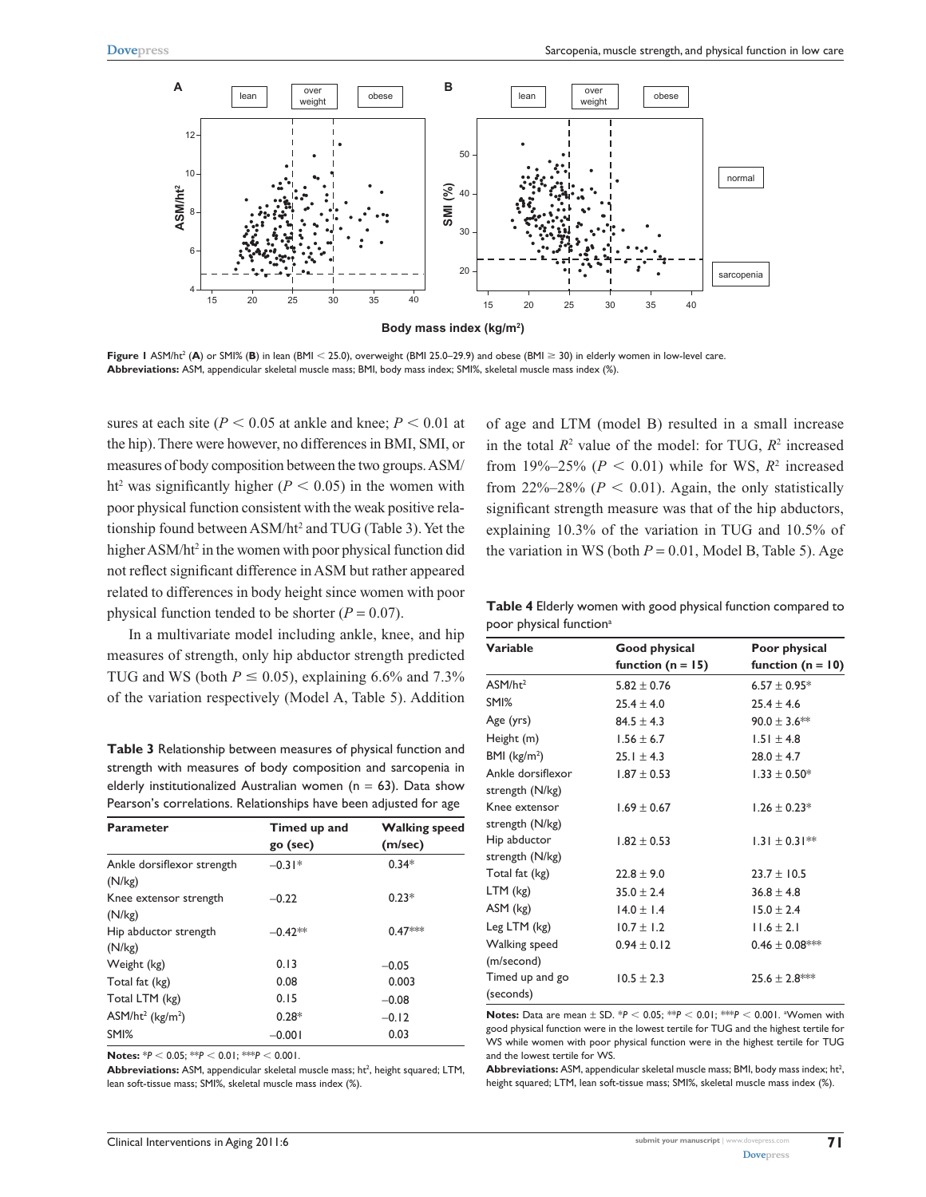Figure 1 ASM/ht$^2$ (A) or SMI% (B) in lean (BMI < 25.0), overweight (BMI 25.0–29.9) and obese (BMI ≥ 30) in elderly women in low-level care.
Abbreviations: ASM, appendicular skeletal muscle mass; BMI, body mass index; SMI%, skeletal muscle mass index (%).

sures at each site ($P < 0.05$ at ankle and knee; $P < 0.01$ at the hip). There were however, no differences in BMI, SMI, or measures of body composition between the two groups. ASM/ht$^2$ was significantly higher ($P < 0.05$) in the women with poor physical function consistent with the weak positive relationship found between ASM/ht$^2$ and TUG (Table 3). Yet the higher ASM/ht$^2$ in the women with poor physical function did not reflect significant difference in ASM but rather appeared related to differences in body height since women with poor physical function tended to be shorter ($P = 0.07$).

In a multivariate model including ankle, knee, and hip measures of strength, only hip abductor strength predicted TUG and WS (both $P \leq 0.05$), explaining 6.6% and 7.3% of the variation respectively (Model A, Table 5). Addition of age and LTM (model B) resulted in a small increase in the total $R^2$ value of the model: for TUG, $R^2$ increased from 19%–25% ($P < 0.01$) while for WS, $R^2$ increased from 22%–28% ($P < 0.01$). Again, the only statistically significant strength measure was that of the hip abductors, explaining 10.3% of the variation in TUG and 10.5% of the variation in WS (both $P = 0.01$, Model B, Table 5). Age

**Table 3** Relationship between measures of physical function and strength with measures of body composition and sarcopenia in elderly institutionalized Australian women (n = 63). Data show Pearson's correlations. Relationships have been adjusted for age

| Parameter | Timed up and go (sec) | Walking speed (m/sec) |
|---|---|---|
| Ankle dorsiflexor strength (N/kg) | −0.31* | 0.34* |
| Knee extensor strength (N/kg) | −0.22 | 0.23* |
| Hip abductor strength (N/kg) | −0.42** | 0.47*** |
| Weight (kg) | 0.13 | −0.05 |
| Total fat (kg) | 0.08 | 0.003 |
| Total LTM (kg) | 0.15 | −0.08 |
| ASM/ht$^2$ (kg/m$^2$) | 0.28* | −0.12 |
| SMI% | −0.001 | 0.03 |

**Notes:** *$P < 0.05$; **$P < 0.01$; ***$P < 0.001$.
**Abbreviations:** ASM, appendicular skeletal muscle mass; ht$^2$, height squared; LTM, lean soft-tissue mass; SMI%, skeletal muscle mass index (%).

**Table 4** Elderly women with good physical function compared to poor physical function[a]

| Variable | Good physical function (n = 15) | Poor physical function (n = 10) |
|---|---|---|
| ASM/ht$^2$ | 5.82 ± 0.76 | 6.57 ± 0.95* |
| SMI% | 25.4 ± 4.0 | 25.4 ± 4.6 |
| Age (yrs) | 84.5 ± 4.3 | 90.0 ± 3.6** |
| Height (m) | 1.56 ± 6.7 | 1.51 ± 4.8 |
| BMI (kg/m$^2$) | 25.1 ± 4.3 | 28.0 ± 4.7 |
| Ankle dorsiflexor strength (N/kg) | 1.87 ± 0.53 | 1.33 ± 0.50* |
| Knee extensor strength (N/kg) | 1.69 ± 0.67 | 1.26 ± 0.23* |
| Hip abductor strength (N/kg) | 1.82 ± 0.53 | 1.31 ± 0.31** |
| Total fat (kg) | 22.8 ± 9.0 | 23.7 ± 10.5 |
| LTM (kg) | 35.0 ± 2.4 | 36.8 ± 4.8 |
| ASM (kg) | 14.0 ± 1.4 | 15.0 ± 2.4 |
| Leg LTM (kg) | 10.7 ± 1.2 | 11.6 ± 2.1 |
| Walking speed (m/second) | 0.94 ± 0.12 | 0.46 ± 0.08*** |
| Timed up and go (seconds) | 10.5 ± 2.3 | 25.6 ± 2.8*** |

**Notes:** Data are mean ± SD. *$P < 0.05$; **$P < 0.01$; ***$P < 0.001$. [a]Women with good physical function were in the lowest tertile for TUG and the highest tertile for WS while women with poor physical function were in the highest tertile for TUG and the lowest tertile for WS.
**Abbreviations:** ASM, appendicular skeletal muscle mass; BMI, body mass index; ht$^2$, height squared; LTM, lean soft-tissue mass; SMI%, skeletal muscle mass index (%).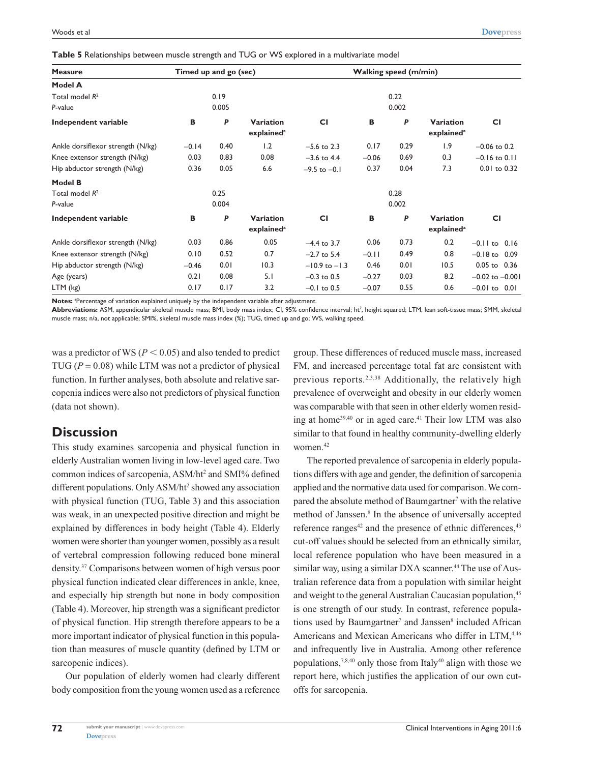**Table 5** Relationships between muscle strength and TUG or WS explored in a multivariate model

| Measure | Timed up and go (sec) | | | | Walking speed (m/min) | | | |
|---|---|---|---|---|---|---|---|---|
| **Model A** | | | | | | | | |
| Total model $R^2$ | | 0.19 | | | | 0.22 | | |
| *P*-value | | 0.005 | | | | 0.002 | | |
| **Independent variable** | **B** | ***P*** | **Variation explained**[a] | **CI** | **B** | ***P*** | **Variation explained**[a] | **CI** |
| Ankle dorsiflexor strength (N/kg) | −0.14 | 0.40 | 1.2 | −5.6 to 2.3 | 0.17 | 0.29 | 1.9 | −0.06 to 0.2 |
| Knee extensor strength (N/kg) | 0.03 | 0.83 | 0.08 | −3.6 to 4.4 | −0.06 | 0.69 | 0.3 | −0.16 to 0.11 |
| Hip abductor strength (N/kg) | 0.36 | 0.05 | 6.6 | −9.5 to −0.1 | 0.37 | 0.04 | 7.3 | 0.01 to 0.32 |
| **Model B** | | | | | | | | |
| Total model $R^2$ | | 0.25 | | | | 0.28 | | |
| *P*-value | | 0.004 | | | | 0.002 | | |
| **Independent variable** | **B** | ***P*** | **Variation explained**[a] | **CI** | **B** | ***P*** | **Variation explained**[a] | **CI** |
| Ankle dorsiflexor strength (N/kg) | 0.03 | 0.86 | 0.05 | −4.4 to 3.7 | 0.06 | 0.73 | 0.2 | −0.11 to 0.16 |
| Knee extensor strength (N/kg) | 0.10 | 0.52 | 0.7 | −2.7 to 5.4 | −0.11 | 0.49 | 0.8 | −0.18 to 0.09 |
| Hip abductor strength (N/kg) | −0.46 | 0.01 | 10.3 | −10.9 to −1.3 | 0.46 | 0.01 | 10.5 | 0.05 to 0.36 |
| Age (years) | 0.21 | 0.08 | 5.1 | −0.3 to 0.5 | −0.27 | 0.03 | 8.2 | −0.02 to −0.001 |
| LTM (kg) | 0.17 | 0.17 | 3.2 | −0.1 to 0.5 | −0.07 | 0.55 | 0.6 | −0.01 to 0.01 |

**Notes:** [a]Percentage of variation explained uniquely by the independent variable after adjustment.

**Abbreviations:** ASM, appendicular skeletal muscle mass; BMI, body mass index; CI, 95% confidence interval; ht², height squared; LTM, lean soft-tissue mass; SMM, skeletal muscle mass; n/a, not applicable; SMI%, skeletal muscle mass index (%); TUG, timed up and go; WS, walking speed.

was a predictor of WS ($P < 0.05$) and also tended to predict TUG ($P = 0.08$) while LTM was not a predictor of physical function. In further analyses, both absolute and relative sarcopenia indices were also not predictors of physical function (data not shown).

## Discussion

This study examines sarcopenia and physical function in elderly Australian women living in low-level aged care. Two common indices of sarcopenia, ASM/ht² and SMI% defined different populations. Only ASM/ht² showed any association with physical function (TUG, Table 3) and this association was weak, in an unexpected positive direction and might be explained by differences in body height (Table 4). Elderly women were shorter than younger women, possibly as a result of vertebral compression following reduced bone mineral density.[37] Comparisons between women of high versus poor physical function indicated clear differences in ankle, knee, and especially hip strength but none in body composition (Table 4). Moreover, hip strength was a significant predictor of physical function. Hip strength therefore appears to be a more important indicator of physical function in this population than measures of muscle quantity (defined by LTM or sarcopenic indices).

Our population of elderly women had clearly different body composition from the young women used as a reference group. These differences of reduced muscle mass, increased FM, and increased percentage total fat are consistent with previous reports.[2,3,38] Additionally, the relatively high prevalence of overweight and obesity in our elderly women was comparable with that seen in other elderly women residing at home[39,40] or in aged care.[41] Their low LTM was also similar to that found in healthy community-dwelling elderly women.[42]

The reported prevalence of sarcopenia in elderly populations differs with age and gender, the definition of sarcopenia applied and the normative data used for comparison. We compared the absolute method of Baumgartner[7] with the relative method of Janssen.[8] In the absence of universally accepted reference ranges[42] and the presence of ethnic differences,[43] cut-off values should be selected from an ethnically similar, local reference population who have been measured in a similar way, using a similar DXA scanner.[44] The use of Australian reference data from a population with similar height and weight to the general Australian Caucasian population,[45] is one strength of our study. In contrast, reference populations used by Baumgartner[7] and Janssen[8] included African Americans and Mexican Americans who differ in LTM,[4,46] and infrequently live in Australia. Among other reference populations,[7,8,40] only those from Italy[40] align with those we report here, which justifies the application of our own cut-offs for sarcopenia.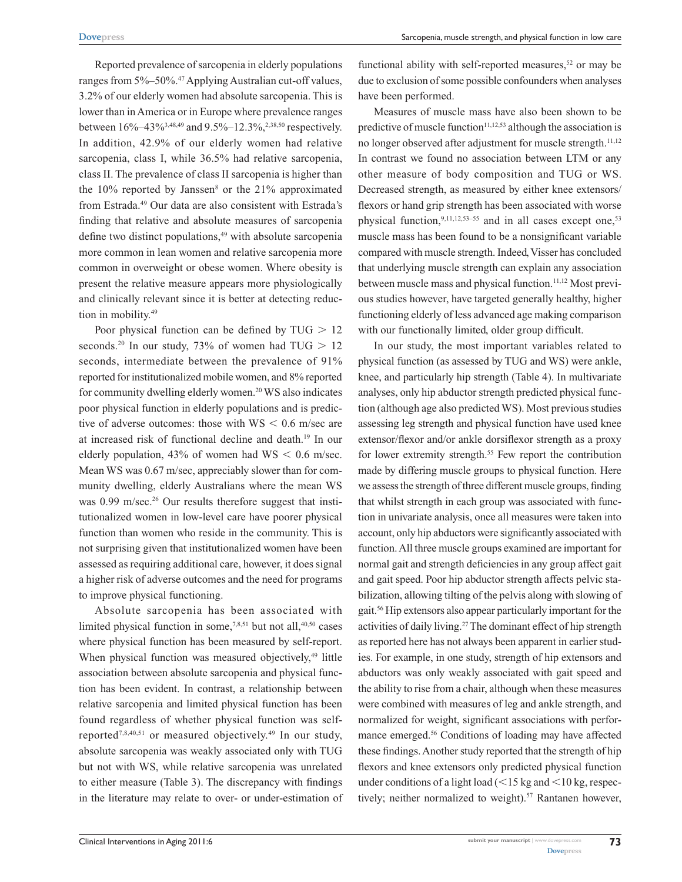Reported prevalence of sarcopenia in elderly populations ranges from 5%–50%.[47] Applying Australian cut-off values, 3.2% of our elderly women had absolute sarcopenia. This is lower than in America or in Europe where prevalence ranges between 16%–43%[3,48,49] and 9.5%–12.3%,[2,38,50] respectively. In addition, 42.9% of our elderly women had relative sarcopenia, class I, while 36.5% had relative sarcopenia, class II. The prevalence of class II sarcopenia is higher than the 10% reported by Janssen[8] or the 21% approximated from Estrada.[49] Our data are also consistent with Estrada's finding that relative and absolute measures of sarcopenia define two distinct populations,[49] with absolute sarcopenia more common in lean women and relative sarcopenia more common in overweight or obese women. Where obesity is present the relative measure appears more physiologically and clinically relevant since it is better at detecting reduction in mobility.[49]

Poor physical function can be defined by TUG $>$ 12 seconds.[20] In our study, 73% of women had TUG $>$ 12 seconds, intermediate between the prevalence of 91% reported for institutionalized mobile women, and 8% reported for community dwelling elderly women.[20] WS also indicates poor physical function in elderly populations and is predictive of adverse outcomes: those with WS $<$ 0.6 m/sec are at increased risk of functional decline and death.[19] In our elderly population, 43% of women had WS $<$ 0.6 m/sec. Mean WS was 0.67 m/sec, appreciably slower than for community dwelling, elderly Australians where the mean WS was 0.99 m/sec.[26] Our results therefore suggest that institutionalized women in low-level care have poorer physical function than women who reside in the community. This is not surprising given that institutionalized women have been assessed as requiring additional care, however, it does signal a higher risk of adverse outcomes and the need for programs to improve physical functioning.

Absolute sarcopenia has been associated with limited physical function in some,[7,8,51] but not all,[40,50] cases where physical function has been measured by self-report. When physical function was measured objectively,[49] little association between absolute sarcopenia and physical function has been evident. In contrast, a relationship between relative sarcopenia and limited physical function has been found regardless of whether physical function was self-reported[7,8,40,51] or measured objectively.[49] In our study, absolute sarcopenia was weakly associated only with TUG but not with WS, while relative sarcopenia was unrelated to either measure (Table 3). The discrepancy with findings in the literature may relate to over- or under-estimation of functional ability with self-reported measures,[52] or may be due to exclusion of some possible confounders when analyses have been performed.

Measures of muscle mass have also been shown to be predictive of muscle function[11,12,53] although the association is no longer observed after adjustment for muscle strength.[11,12] In contrast we found no association between LTM or any other measure of body composition and TUG or WS. Decreased strength, as measured by either knee extensors/flexors or hand grip strength has been associated with worse physical function,[9,11,12,53–55] and in all cases except one,[53] muscle mass has been found to be a nonsignificant variable compared with muscle strength. Indeed, Visser has concluded that underlying muscle strength can explain any association between muscle mass and physical function.[11,12] Most previous studies however, have targeted generally healthy, higher functioning elderly of less advanced age making comparison with our functionally limited, older group difficult.

In our study, the most important variables related to physical function (as assessed by TUG and WS) were ankle, knee, and particularly hip strength (Table 4). In multivariate analyses, only hip abductor strength predicted physical function (although age also predicted WS). Most previous studies assessing leg strength and physical function have used knee extensor/flexor and/or ankle dorsiflexor strength as a proxy for lower extremity strength.[55] Few report the contribution made by differing muscle groups to physical function. Here we assess the strength of three different muscle groups, finding that whilst strength in each group was associated with function in univariate analysis, once all measures were taken into account, only hip abductors were significantly associated with function. All three muscle groups examined are important for normal gait and strength deficiencies in any group affect gait and gait speed. Poor hip abductor strength affects pelvic stabilization, allowing tilting of the pelvis along with slowing of gait.[56] Hip extensors also appear particularly important for the activities of daily living.[27] The dominant effect of hip strength as reported here has not always been apparent in earlier studies. For example, in one study, strength of hip extensors and abductors was only weakly associated with gait speed and the ability to rise from a chair, although when these measures were combined with measures of leg and ankle strength, and normalized for weight, significant associations with performance emerged.[56] Conditions of loading may have affected these findings. Another study reported that the strength of hip flexors and knee extensors only predicted physical function under conditions of a light load ($<$15 kg and $<$10 kg, respectively; neither normalized to weight).[57] Rantanen however,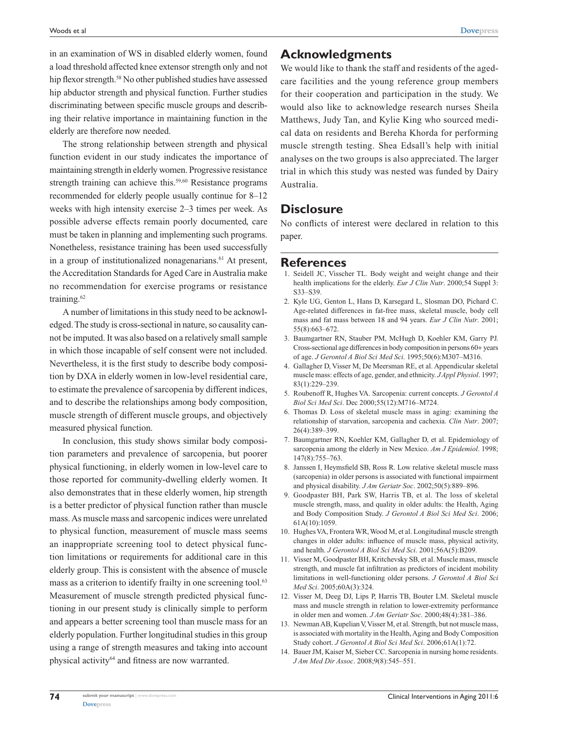in an examination of WS in disabled elderly women, found a load threshold affected knee extensor strength only and not hip flexor strength.[58] No other published studies have assessed hip abductor strength and physical function. Further studies discriminating between specific muscle groups and describing their relative importance in maintaining function in the elderly are therefore now needed.

The strong relationship between strength and physical function evident in our study indicates the importance of maintaining strength in elderly women. Progressive resistance strength training can achieve this.[59,60] Resistance programs recommended for elderly people usually continue for 8–12 weeks with high intensity exercise 2–3 times per week. As possible adverse effects remain poorly documented, care must be taken in planning and implementing such programs. Nonetheless, resistance training has been used successfully in a group of institutionalized nonagenarians.[61] At present, the Accreditation Standards for Aged Care in Australia make no recommendation for exercise programs or resistance training.[62]

A number of limitations in this study need to be acknowledged. The study is cross-sectional in nature, so causality cannot be imputed. It was also based on a relatively small sample in which those incapable of self consent were not included. Nevertheless, it is the first study to describe body composition by DXA in elderly women in low-level residential care, to estimate the prevalence of sarcopenia by different indices, and to describe the relationships among body composition, muscle strength of different muscle groups, and objectively measured physical function.

In conclusion, this study shows similar body composition parameters and prevalence of sarcopenia, but poorer physical functioning, in elderly women in low-level care to those reported for community-dwelling elderly women. It also demonstrates that in these elderly women, hip strength is a better predictor of physical function rather than muscle mass. As muscle mass and sarcopenic indices were unrelated to physical function, measurement of muscle mass seems an inappropriate screening tool to detect physical function limitations or requirements for additional care in this elderly group. This is consistent with the absence of muscle mass as a criterion to identify frailty in one screening tool.[63] Measurement of muscle strength predicted physical functioning in our present study is clinically simple to perform and appears a better screening tool than muscle mass for an elderly population. Further longitudinal studies in this group using a range of strength measures and taking into account physical activity[64] and fitness are now warranted.

## Acknowledgments

We would like to thank the staff and residents of the aged-care facilities and the young reference group members for their cooperation and participation in the study. We would also like to acknowledge research nurses Sheila Matthews, Judy Tan, and Kylie King who sourced medical data on residents and Bereha Khorda for performing muscle strength testing. Shea Edsall's help with initial analyses on the two groups is also appreciated. The larger trial in which this study was nested was funded by Dairy Australia.

## Disclosure

No conflicts of interest were declared in relation to this paper.

## References

1. Seidell JC, Visscher TL. Body weight and weight change and their health implications for the elderly. *Eur J Clin Nutr*. 2000;54 Suppl 3: S33–S39.
2. Kyle UG, Genton L, Hans D, Karsegard L, Slosman DO, Pichard C. Age-related differences in fat-free mass, skeletal muscle, body cell mass and fat mass between 18 and 94 years. *Eur J Clin Nutr*. 2001; 55(8):663–672.
3. Baumgartner RN, Stauber PM, McHugh D, Koehler KM, Garry PJ. Cross-sectional age differences in body composition in persons 60+ years of age. *J Gerontol A Biol Sci Med Sci*. 1995;50(6):M307–M316.
4. Gallagher D, Visser M, De Meersman RE, et al. Appendicular skeletal muscle mass: effects of age, gender, and ethnicity. *J Appl Physiol*. 1997; 83(1):229–239.
5. Roubenoff R, Hughes VA. Sarcopenia: current concepts. *J Gerontol A Biol Sci Med Sci*. Dec 2000;55(12):M716–M724.
6. Thomas D. Loss of skeletal muscle mass in aging: examining the relationship of starvation, sarcopenia and cachexia. *Clin Nutr*. 2007; 26(4):389–399.
7. Baumgartner RN, Koehler KM, Gallagher D, et al. Epidemiology of sarcopenia among the elderly in New Mexico. *Am J Epidemiol*. 1998; 147(8):755–763.
8. Janssen I, Heymsfield SB, Ross R. Low relative skeletal muscle mass (sarcopenia) in older persons is associated with functional impairment and physical disability. *J Am Geriatr Soc*. 2002;50(5):889–896.
9. Goodpaster BH, Park SW, Harris TB, et al. The loss of skeletal muscle strength, mass, and quality in older adults: the Health, Aging and Body Composition Study. *J Gerontol A Biol Sci Med Sci*. 2006; 61A(10):1059.
10. Hughes VA, Frontera WR, Wood M, et al. Longitudinal muscle strength changes in older adults: influence of muscle mass, physical activity, and health. *J Gerontol A Biol Sci Med Sci*. 2001;56A(5):B209.
11. Visser M, Goodpaster BH, Kritchevsky SB, et al. Muscle mass, muscle strength, and muscle fat infiltration as predictors of incident mobility limitations in well-functioning older persons. *J Gerontol A Biol Sci Med Sci*. 2005;60A(3):324.
12. Visser M, Deeg DJ, Lips P, Harris TB, Bouter LM. Skeletal muscle mass and muscle strength in relation to lower-extremity performance in older men and women. *J Am Geriatr Soc*. 2000;48(4):381–386.
13. Newman AB, Kupelian V, Visser M, et al. Strength, but not muscle mass, is associated with mortality in the Health, Aging and Body Composition Study cohort. *J Gerontol A Biol Sci Med Sci*. 2006;61A(1):72.
14. Bauer JM, Kaiser M, Sieber CC. Sarcopenia in nursing home residents. *J Am Med Dir Assoc*. 2008;9(8):545–551.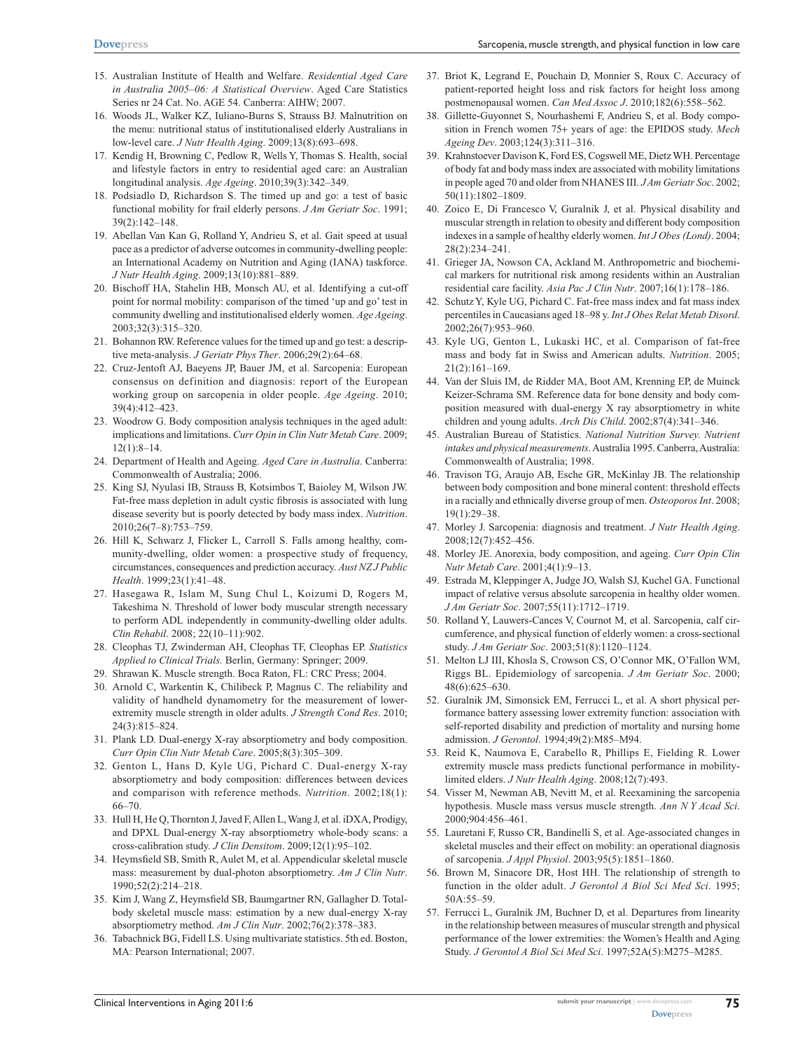15. Australian Institute of Health and Welfare. *Residential Aged Care in Australia 2005–06: A Statistical Overview*. Aged Care Statistics Series nr 24 Cat. No. AGE 54. Canberra: AIHW; 2007.
16. Woods JL, Walker KZ, Iuliano-Burns S, Strauss BJ. Malnutrition on the menu: nutritional status of institutionalised elderly Australians in low-level care. *J Nutr Health Aging*. 2009;13(8):693–698.
17. Kendig H, Browning C, Pedlow R, Wells Y, Thomas S. Health, social and lifestyle factors in entry to residential aged care: an Australian longitudinal analysis. *Age Ageing*. 2010;39(3):342–349.
18. Podsiadlo D, Richardson S. The timed up and go: a test of basic functional mobility for frail elderly persons. *J Am Geriatr Soc*. 1991; 39(2):142–148.
19. Abellan Van Kan G, Rolland Y, Andrieu S, et al. Gait speed at usual pace as a predictor of adverse outcomes in community-dwelling people: an International Academy on Nutrition and Aging (IANA) taskforce. *J Nutr Health Aging*. 2009;13(10):881–889.
20. Bischoff HA, Stahelin HB, Monsch AU, et al. Identifying a cut-off point for normal mobility: comparison of the timed 'up and go' test in community dwelling and institutionalised elderly women. *Age Ageing*. 2003;32(3):315–320.
21. Bohannon RW. Reference values for the timed up and go test: a descriptive meta-analysis. *J Geriatr Phys Ther*. 2006;29(2):64–68.
22. Cruz-Jentoft AJ, Baeyens JP, Bauer JM, et al. Sarcopenia: European consensus on definition and diagnosis: report of the European working group on sarcopenia in older people. *Age Ageing*. 2010; 39(4):412–423.
23. Woodrow G. Body composition analysis techniques in the aged adult: implications and limitations. *Curr Opin in Clin Nutr Metab Care*. 2009; 12(1):8–14.
24. Department of Health and Ageing. *Aged Care in Australia*. Canberra: Commonwealth of Australia; 2006.
25. King SJ, Nyulasi IB, Strauss B, Kotsimbos T, Baioley M, Wilson JW. Fat-free mass depletion in adult cystic fibrosis is associated with lung disease severity but is poorly detected by body mass index. *Nutrition*. 2010;26(7–8):753–759.
26. Hill K, Schwarz J, Flicker L, Carroll S. Falls among healthy, community-dwelling, older women: a prospective study of frequency, circumstances, consequences and prediction accuracy. *Aust NZ J Public Health*. 1999;23(1):41–48.
27. Hasegawa R, Islam M, Sung Chul L, Koizumi D, Rogers M, Takeshima N. Threshold of lower body muscular strength necessary to perform ADL independently in community-dwelling older adults. *Clin Rehabil*. 2008; 22(10–11):902.
28. Cleophas TJ, Zwinderman AH, Cleophas TF, Cleophas EP. *Statistics Applied to Clinical Trials*. Berlin, Germany: Springer; 2009.
29. Shrawan K. Muscle strength. Boca Raton, FL: CRC Press; 2004.
30. Arnold C, Warkentin K, Chilibeck P, Magnus C. The reliability and validity of handheld dynamometry for the measurement of lower-extremity muscle strength in older adults. *J Strength Cond Res*. 2010; 24(3):815–824.
31. Plank LD. Dual-energy X-ray absorptiometry and body composition. *Curr Opin Clin Nutr Metab Care*. 2005;8(3):305–309.
32. Genton L, Hans D, Kyle UG, Pichard C. Dual-energy X-ray absorptiometry and body composition: differences between devices and comparison with reference methods. *Nutrition*. 2002;18(1): 66–70.
33. Hull H, He Q, Thornton J, Javed F, Allen L, Wang J, et al. iDXA, Prodigy, and DPXL Dual-energy X-ray absorptiometry whole-body scans: a cross-calibration study. *J Clin Densitom*. 2009;12(1):95–102.
34. Heymsfield SB, Smith R, Aulet M, et al. Appendicular skeletal muscle mass: measurement by dual-photon absorptiometry. *Am J Clin Nutr*. 1990;52(2):214–218.
35. Kim J, Wang Z, Heymsfield SB, Baumgartner RN, Gallagher D. Total-body skeletal muscle mass: estimation by a new dual-energy X-ray absorptiometry method. *Am J Clin Nutr*. 2002;76(2):378–383.
36. Tabachnick BG, Fidell LS. Using multivariate statistics. 5th ed. Boston, MA: Pearson International; 2007.
37. Briot K, Legrand E, Pouchain D, Monnier S, Roux C. Accuracy of patient-reported height loss and risk factors for height loss among postmenopausal women. *Can Med Assoc J*. 2010;182(6):558–562.
38. Gillette-Guyonnet S, Nourhashemi F, Andrieu S, et al. Body composition in French women 75+ years of age: the EPIDOS study. *Mech Ageing Dev*. 2003;124(3):311–316.
39. Krahnstoever Davison K, Ford ES, Cogswell ME, Dietz WH. Percentage of body fat and body mass index are associated with mobility limitations in people aged 70 and older from NHANES III. *J Am Geriatr Soc*. 2002; 50(11):1802–1809.
40. Zoico E, Di Francesco V, Guralnik J, et al. Physical disability and muscular strength in relation to obesity and different body composition indexes in a sample of healthy elderly women. *Int J Obes (Lond)*. 2004; 28(2):234–241.
41. Grieger JA, Nowson CA, Ackland M. Anthropometric and biochemical markers for nutritional risk among residents within an Australian residential care facility. *Asia Pac J Clin Nutr*. 2007;16(1):178–186.
42. Schutz Y, Kyle UG, Pichard C. Fat-free mass index and fat mass index percentiles in Caucasians aged 18–98 y. *Int J Obes Relat Metab Disord*. 2002;26(7):953–960.
43. Kyle UG, Genton L, Lukaski HC, et al. Comparison of fat-free mass and body fat in Swiss and American adults. *Nutrition*. 2005; 21(2):161–169.
44. Van der Sluis IM, de Ridder MA, Boot AM, Krenning EP, de Muinck Keizer-Schrama SM. Reference data for bone density and body composition measured with dual-energy X ray absorptiometry in white children and young adults. *Arch Dis Child*. 2002;87(4):341–346.
45. Australian Bureau of Statistics. *National Nutrition Survey. Nutrient intakes and physical measurements*. Australia 1995. Canberra, Australia: Commonwealth of Australia; 1998.
46. Travison TG, Araujo AB, Esche GR, McKinlay JB. The relationship between body composition and bone mineral content: threshold effects in a racially and ethnically diverse group of men. *Osteoporos Int*. 2008; 19(1):29–38.
47. Morley J. Sarcopenia: diagnosis and treatment. *J Nutr Health Aging*. 2008;12(7):452–456.
48. Morley JE. Anorexia, body composition, and ageing. *Curr Opin Clin Nutr Metab Care*. 2001;4(1):9–13.
49. Estrada M, Kleppinger A, Judge JO, Walsh SJ, Kuchel GA. Functional impact of relative versus absolute sarcopenia in healthy older women. *J Am Geriatr Soc*. 2007;55(11):1712–1719.
50. Rolland Y, Lauwers-Cances V, Cournot M, et al. Sarcopenia, calf circumference, and physical function of elderly women: a cross-sectional study. *J Am Geriatr Soc*. 2003;51(8):1120–1124.
51. Melton LJ III, Khosla S, Crowson CS, O'Connor MK, O'Fallon WM, Riggs BL. Epidemiology of sarcopenia. *J Am Geriatr Soc*. 2000; 48(6):625–630.
52. Guralnik JM, Simonsick EM, Ferrucci L, et al. A short physical performance battery assessing lower extremity function: association with self-reported disability and prediction of mortality and nursing home admission. *J Gerontol*. 1994;49(2):M85–M94.
53. Reid K, Naumova E, Carabello R, Phillips E, Fielding R. Lower extremity muscle mass predicts functional performance in mobility-limited elders. *J Nutr Health Aging*. 2008;12(7):493.
54. Visser M, Newman AB, Nevitt M, et al. Reexamining the sarcopenia hypothesis. Muscle mass versus muscle strength. *Ann N Y Acad Sci*. 2000;904:456–461.
55. Lauretani F, Russo CR, Bandinelli S, et al. Age-associated changes in skeletal muscles and their effect on mobility: an operational diagnosis of sarcopenia. *J Appl Physiol*. 2003;95(5):1851–1860.
56. Brown M, Sinacore DR, Host HH. The relationship of strength to function in the older adult. *J Gerontol A Biol Sci Med Sci*. 1995; 50A:55–59.
57. Ferrucci L, Guralnik JM, Buchner D, et al. Departures from linearity in the relationship between measures of muscular strength and physical performance of the lower extremities: the Women's Health and Aging Study. *J Gerontol A Biol Sci Med Sci*. 1997;52A(5):M275–M285.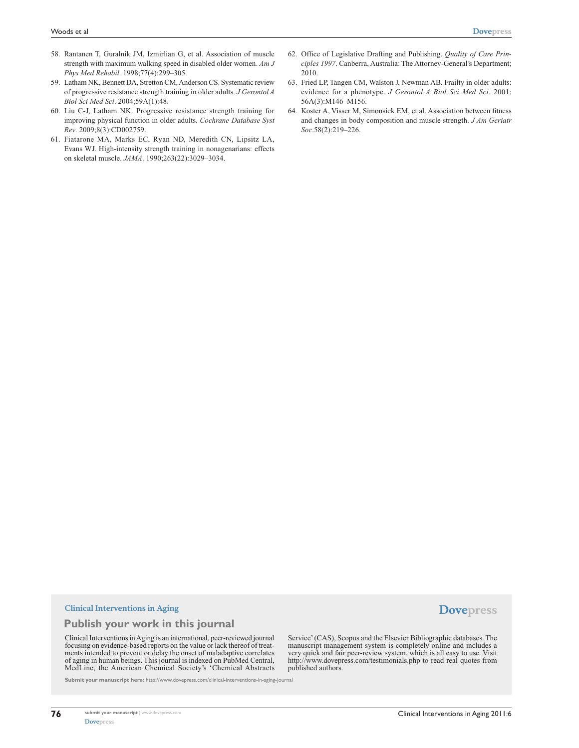58. Rantanen T, Guralnik JM, Izmirlian G, et al. Association of muscle strength with maximum walking speed in disabled older women. *Am J Phys Med Rehabil*. 1998;77(4):299–305.
59. Latham NK, Bennett DA, Stretton CM, Anderson CS. Systematic review of progressive resistance strength training in older adults. *J Gerontol A Biol Sci Med Sci*. 2004;59A(1):48.
60. Liu C-J, Latham NK. Progressive resistance strength training for improving physical function in older adults. *Cochrane Database Syst Rev*. 2009;8(3):CD002759.
61. Fiatarone MA, Marks EC, Ryan ND, Meredith CN, Lipsitz LA, Evans WJ. High-intensity strength training in nonagenarians: effects on skeletal muscle. *JAMA*. 1990;263(22):3029–3034.
62. Office of Legislative Drafting and Publishing. *Quality of Care Principles 1997*. Canberra, Australia: The Attorney-General's Department; 2010.
63. Fried LP, Tangen CM, Walston J, Newman AB. Frailty in older adults: evidence for a phenotype. *J Gerontol A Biol Sci Med Sci*. 2001; 56A(3):M146–M156.
64. Koster A, Visser M, Simonsick EM, et al. Association between fitness and changes in body composition and muscle strength. *J Am Geriatr Soc*.58(2):219–226.

**Clinical Interventions in Aging**

**Dovepress**

## Publish your work in this journal

Clinical Interventions in Aging is an international, peer-reviewed journal focusing on evidence-based reports on the value or lack thereof of treatments intended to prevent or delay the onset of maladaptive correlates of aging in human beings. This journal is indexed on PubMed Central, MedLine, the American Chemical Society's 'Chemical Abstracts Service' (CAS), Scopus and the Elsevier Bibliographic databases. The manuscript management system is completely online and includes a very quick and fair peer-review system, which is all easy to use. Visit http://www.dovepress.com/testimonials.php to read real quotes from published authors.

**Submit your manuscript here:** http://www.dovepress.com/clinical-interventions-in-aging-journal